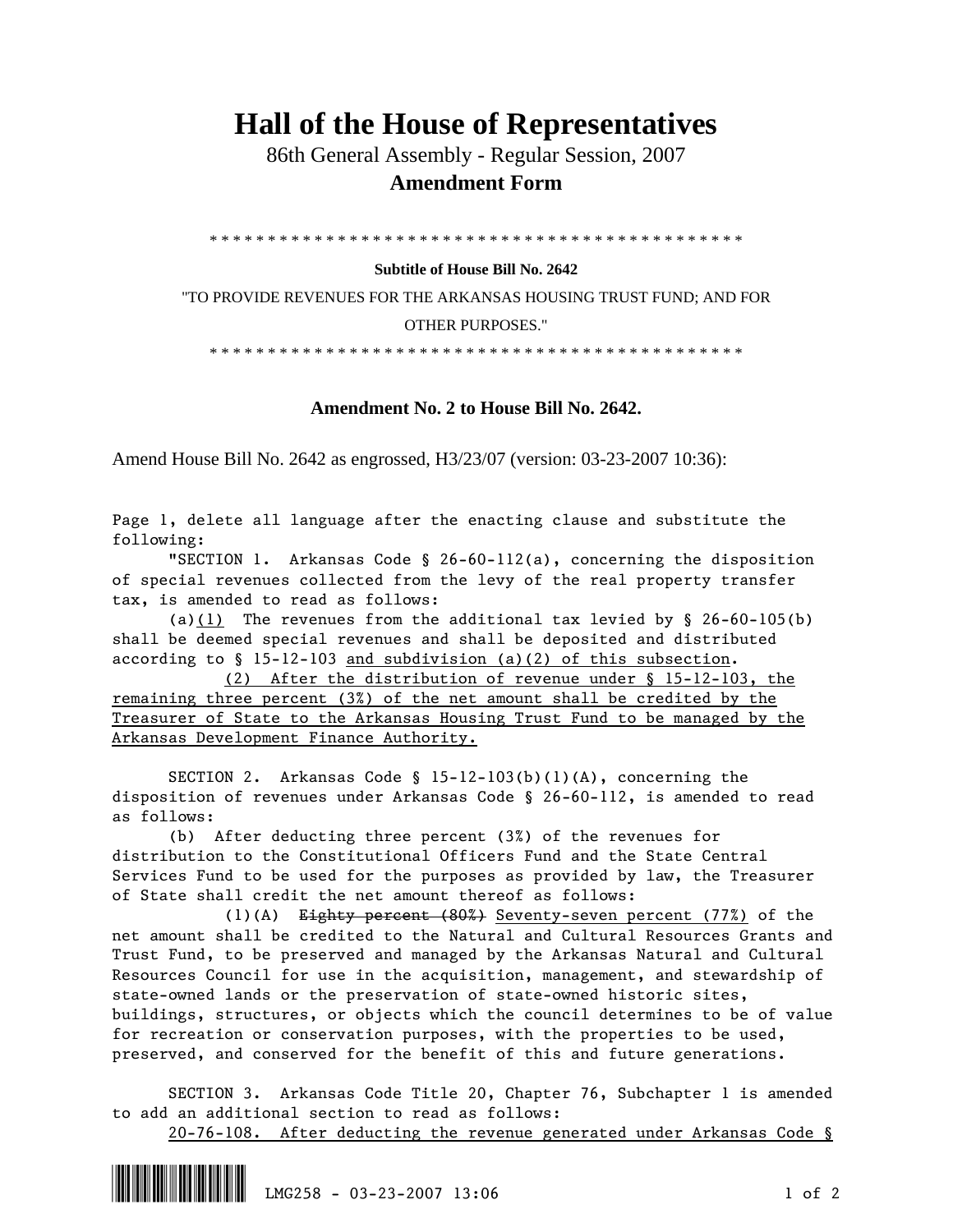# Hall of the House of Representatives

86th General Assembly - Regular Session, 2007

**Amendment Form**

\* \* \* \* \* \* \* \* \* \* \* \* \* \* \* \* \* \* \* \* \* \* \* \* \* \* \* \* \* \* \* \* \* \* \* \* \* \* \* \* \* \* \* \* \* \* \* \*

**Subtitle of House Bill No. 2642**

"TO PROVIDE REVENUES FOR THE ARKANSAS HOUSING TRUST FUND; AND FOR OTHER PURPOSES."

\* \* \* \* \* \* \* \* \* \* \* \* \* \* \* \* \* \* \* \* \* \* \* \* \* \* \* \* \* \* \* \* \* \* \* \* \* \* \* \* \* \* \* \* \* \* \* \*

**Amendment No. 2 to House Bill No. 2642.**

Amend House Bill No. 2642 as engrossed, H3/23/07 (version: 03-23-2007 10:36):

Page 1, delete all language after the enacting clause and substitute the following:

"SECTION 1. Arkansas Code § 26-60-112(a), concerning the disposition of special revenues collected from the levy of the real property transfer tax, is amended to read as follows:

(a)<u>(1)</u> The revenues from the additional tax levied by § 26-60-105(b) shall be deemed special revenues and shall be deposited and distributed according to § 15-12-103 <u>and subdivision (a)(2) of this subsection</u>.

<u>(2) After the distribution of revenue under § 15-12-103, the remaining three percent (3%) of the net amount shall be credited by the Treasurer of State to the Arkansas Housing Trust Fund to be managed by the Arkansas Development Finance Authority.</u>

SECTION 2. Arkansas Code § 15-12-103(b)(1)(A), concerning the disposition of revenues under Arkansas Code § 26-60-112, is amended to read as follows:

(b) After deducting three percent (3%) of the revenues for distribution to the Constitutional Officers Fund and the State Central Services Fund to be used for the purposes as provided by law, the Treasurer of State shall credit the net amount thereof as follows:

(1)(A) ~~Eighty percent (80%)~~ <u>Seventy-seven percent (77%)</u> of the net amount shall be credited to the Natural and Cultural Resources Grants and Trust Fund, to be preserved and managed by the Arkansas Natural and Cultural Resources Council for use in the acquisition, management, and stewardship of state-owned lands or the preservation of state-owned historic sites, buildings, structures, or objects which the council determines to be of value for recreation or conservation purposes, with the properties to be used, preserved, and conserved for the benefit of this and future generations.

SECTION 3. Arkansas Code Title 20, Chapter 76, Subchapter 1 is amended to add an additional section to read as follows:

<u>20-76-108. After deducting the revenue generated under Arkansas Code §</u>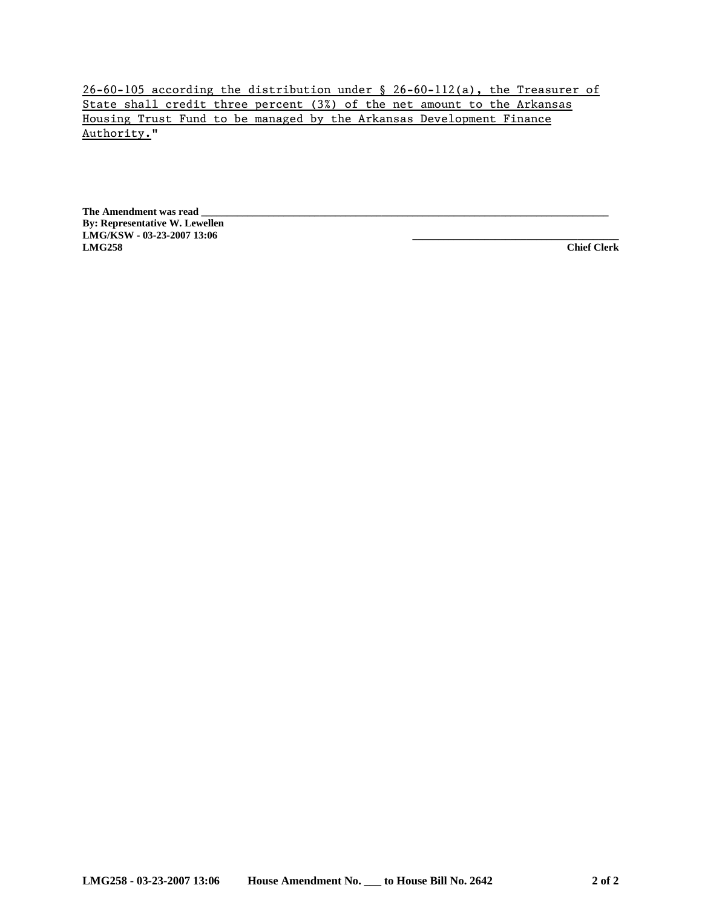26-60-105 according the distribution under § 26-60-112(a), the Treasurer of State shall credit three percent (3%) of the net amount to the Arkansas Housing Trust Fund to be managed by the Arkansas Development Finance Authority."

**The Amendment was read \_\_\_\_\_\_\_\_\_\_\_\_\_\_\_\_\_\_\_\_\_\_\_\_\_\_\_\_\_\_\_\_\_\_\_\_\_\_\_\_\_\_\_\_\_\_\_\_\_\_\_\_\_\_\_\_\_\_\_\_\_\_\_\_\_\_\_\_\_\_\_\_\_\_\_\_\_\_**
**By: Representative W. Lewellen**
**LMG/KSW - 03-23-2007 13:06** \_\_\_\_\_\_\_\_\_\_\_\_\_\_\_\_\_\_\_\_\_\_\_\_\_\_\_\_\_\_\_\_\_\_\_\_\_\_\_\_
**LMG258** **Chief Clerk**